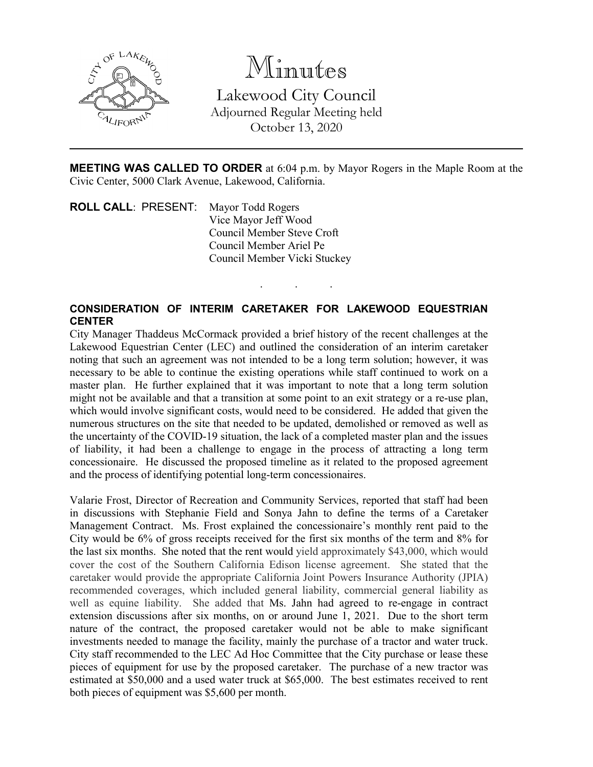# Minutes

## Lakewood City Council

Adjourned Regular Meeting held
October 13, 2020

---

**MEETING WAS CALLED TO ORDER** at 6:04 p.m. by Mayor Rogers in the Maple Room at the Civic Center, 5000 Clark Avenue, Lakewood, California.

**ROLL CALL**: PRESENT: Mayor Todd Rogers
Vice Mayor Jeff Wood
Council Member Steve Croft
Council Member Ariel Pe
Council Member Vicki Stuckey

. . .

**CONSIDERATION OF INTERIM CARETAKER FOR LAKEWOOD EQUESTRIAN CENTER**

City Manager Thaddeus McCormack provided a brief history of the recent challenges at the Lakewood Equestrian Center (LEC) and outlined the consideration of an interim caretaker noting that such an agreement was not intended to be a long term solution; however, it was necessary to be able to continue the existing operations while staff continued to work on a master plan. He further explained that it was important to note that a long term solution might not be available and that a transition at some point to an exit strategy or a re-use plan, which would involve significant costs, would need to be considered. He added that given the numerous structures on the site that needed to be updated, demolished or removed as well as the uncertainty of the COVID-19 situation, the lack of a completed master plan and the issues of liability, it had been a challenge to engage in the process of attracting a long term concessionaire. He discussed the proposed timeline as it related to the proposed agreement and the process of identifying potential long-term concessionaires.

Valarie Frost, Director of Recreation and Community Services, reported that staff had been in discussions with Stephanie Field and Sonya Jahn to define the terms of a Caretaker Management Contract. Ms. Frost explained the concessionaire's monthly rent paid to the City would be 6% of gross receipts received for the first six months of the term and 8% for the last six months. She noted that the rent would yield approximately $43,000, which would cover the cost of the Southern California Edison license agreement. She stated that the caretaker would provide the appropriate California Joint Powers Insurance Authority (JPIA) recommended coverages, which included general liability, commercial general liability as well as equine liability. She added that Ms. Jahn had agreed to re-engage in contract extension discussions after six months, on or around June 1, 2021. Due to the short term nature of the contract, the proposed caretaker would not be able to make significant investments needed to manage the facility, mainly the purchase of a tractor and water truck. City staff recommended to the LEC Ad Hoc Committee that the City purchase or lease these pieces of equipment for use by the proposed caretaker. The purchase of a new tractor was estimated at $50,000 and a used water truck at $65,000. The best estimates received to rent both pieces of equipment was $5,600 per month.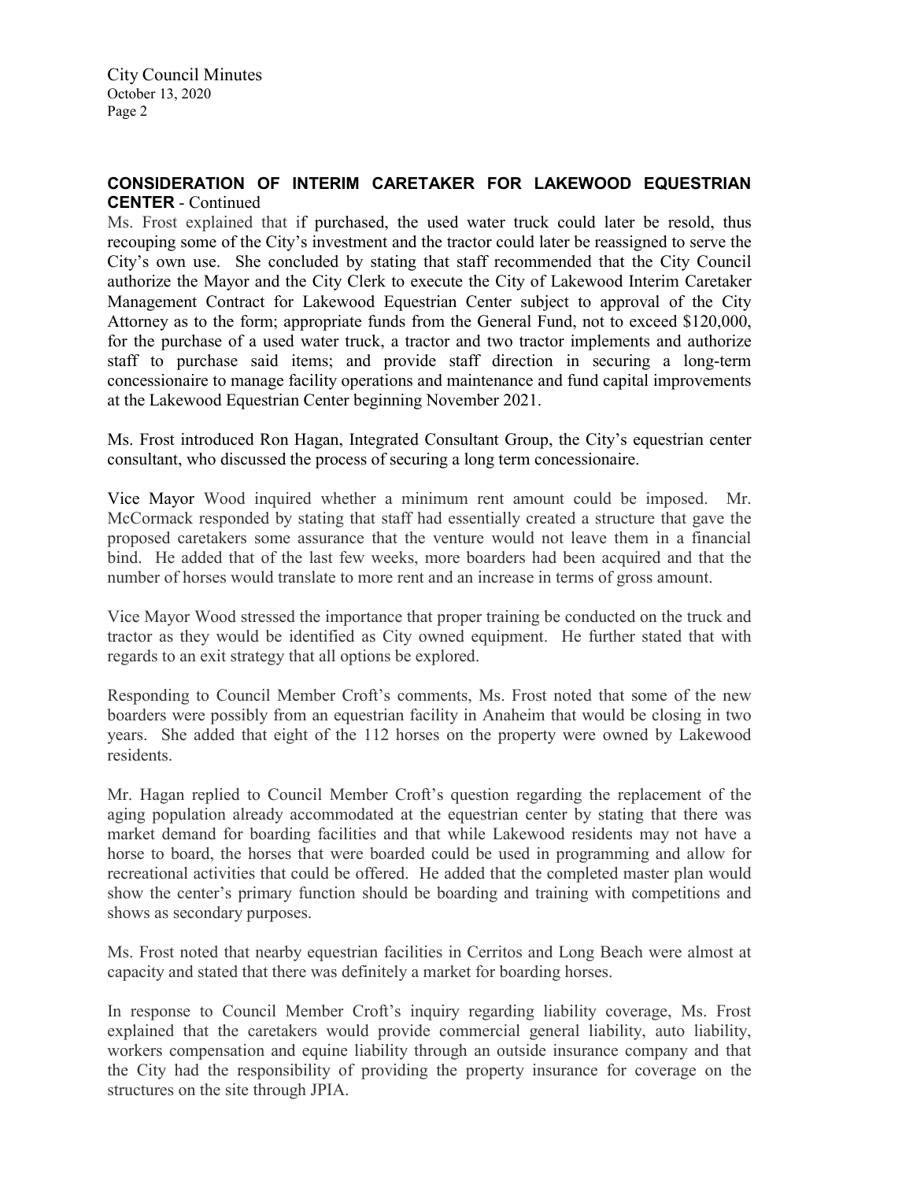**CONSIDERATION OF INTERIM CARETAKER FOR LAKEWOOD EQUESTRIAN CENTER** - Continued

Ms. Frost explained that if purchased, the used water truck could later be resold, thus recouping some of the City's investment and the tractor could later be reassigned to serve the City's own use. She concluded by stating that staff recommended that the City Council authorize the Mayor and the City Clerk to execute the City of Lakewood Interim Caretaker Management Contract for Lakewood Equestrian Center subject to approval of the City Attorney as to the form; appropriate funds from the General Fund, not to exceed $120,000, for the purchase of a used water truck, a tractor and two tractor implements and authorize staff to purchase said items; and provide staff direction in securing a long-term concessionaire to manage facility operations and maintenance and fund capital improvements at the Lakewood Equestrian Center beginning November 2021.

Ms. Frost introduced Ron Hagan, Integrated Consultant Group, the City's equestrian center consultant, who discussed the process of securing a long term concessionaire.

Vice Mayor Wood inquired whether a minimum rent amount could be imposed. Mr. McCormack responded by stating that staff had essentially created a structure that gave the proposed caretakers some assurance that the venture would not leave them in a financial bind. He added that of the last few weeks, more boarders had been acquired and that the number of horses would translate to more rent and an increase in terms of gross amount.

Vice Mayor Wood stressed the importance that proper training be conducted on the truck and tractor as they would be identified as City owned equipment. He further stated that with regards to an exit strategy that all options be explored.

Responding to Council Member Croft's comments, Ms. Frost noted that some of the new boarders were possibly from an equestrian facility in Anaheim that would be closing in two years. She added that eight of the 112 horses on the property were owned by Lakewood residents.

Mr. Hagan replied to Council Member Croft's question regarding the replacement of the aging population already accommodated at the equestrian center by stating that there was market demand for boarding facilities and that while Lakewood residents may not have a horse to board, the horses that were boarded could be used in programming and allow for recreational activities that could be offered. He added that the completed master plan would show the center's primary function should be boarding and training with competitions and shows as secondary purposes.

Ms. Frost noted that nearby equestrian facilities in Cerritos and Long Beach were almost at capacity and stated that there was definitely a market for boarding horses.

In response to Council Member Croft's inquiry regarding liability coverage, Ms. Frost explained that the caretakers would provide commercial general liability, auto liability, workers compensation and equine liability through an outside insurance company and that the City had the responsibility of providing the property insurance for coverage on the structures on the site through JPIA.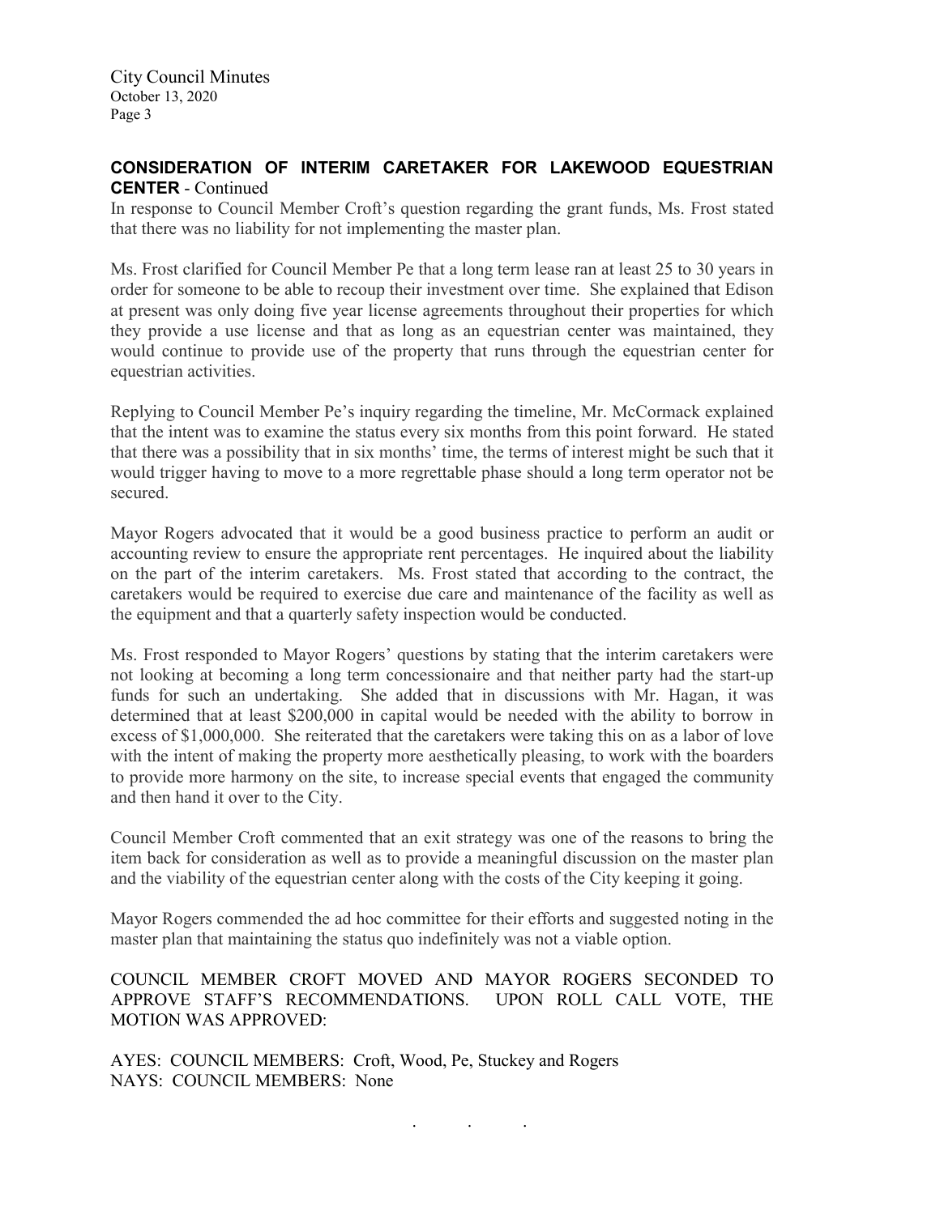## CONSIDERATION OF INTERIM CARETAKER FOR LAKEWOOD EQUESTRIAN CENTER - Continued

In response to Council Member Croft's question regarding the grant funds, Ms. Frost stated that there was no liability for not implementing the master plan.

Ms. Frost clarified for Council Member Pe that a long term lease ran at least 25 to 30 years in order for someone to be able to recoup their investment over time. She explained that Edison at present was only doing five year license agreements throughout their properties for which they provide a use license and that as long as an equestrian center was maintained, they would continue to provide use of the property that runs through the equestrian center for equestrian activities.

Replying to Council Member Pe's inquiry regarding the timeline, Mr. McCormack explained that the intent was to examine the status every six months from this point forward. He stated that there was a possibility that in six months' time, the terms of interest might be such that it would trigger having to move to a more regrettable phase should a long term operator not be secured.

Mayor Rogers advocated that it would be a good business practice to perform an audit or accounting review to ensure the appropriate rent percentages. He inquired about the liability on the part of the interim caretakers. Ms. Frost stated that according to the contract, the caretakers would be required to exercise due care and maintenance of the facility as well as the equipment and that a quarterly safety inspection would be conducted.

Ms. Frost responded to Mayor Rogers' questions by stating that the interim caretakers were not looking at becoming a long term concessionaire and that neither party had the start-up funds for such an undertaking. She added that in discussions with Mr. Hagan, it was determined that at least $200,000 in capital would be needed with the ability to borrow in excess of $1,000,000. She reiterated that the caretakers were taking this on as a labor of love with the intent of making the property more aesthetically pleasing, to work with the boarders to provide more harmony on the site, to increase special events that engaged the community and then hand it over to the City.

Council Member Croft commented that an exit strategy was one of the reasons to bring the item back for consideration as well as to provide a meaningful discussion on the master plan and the viability of the equestrian center along with the costs of the City keeping it going.

Mayor Rogers commended the ad hoc committee for their efforts and suggested noting in the master plan that maintaining the status quo indefinitely was not a viable option.

COUNCIL MEMBER CROFT MOVED AND MAYOR ROGERS SECONDED TO APPROVE STAFF'S RECOMMENDATIONS. UPON ROLL CALL VOTE, THE MOTION WAS APPROVED:

AYES: COUNCIL MEMBERS: Croft, Wood, Pe, Stuckey and Rogers
NAYS: COUNCIL MEMBERS: None

. . .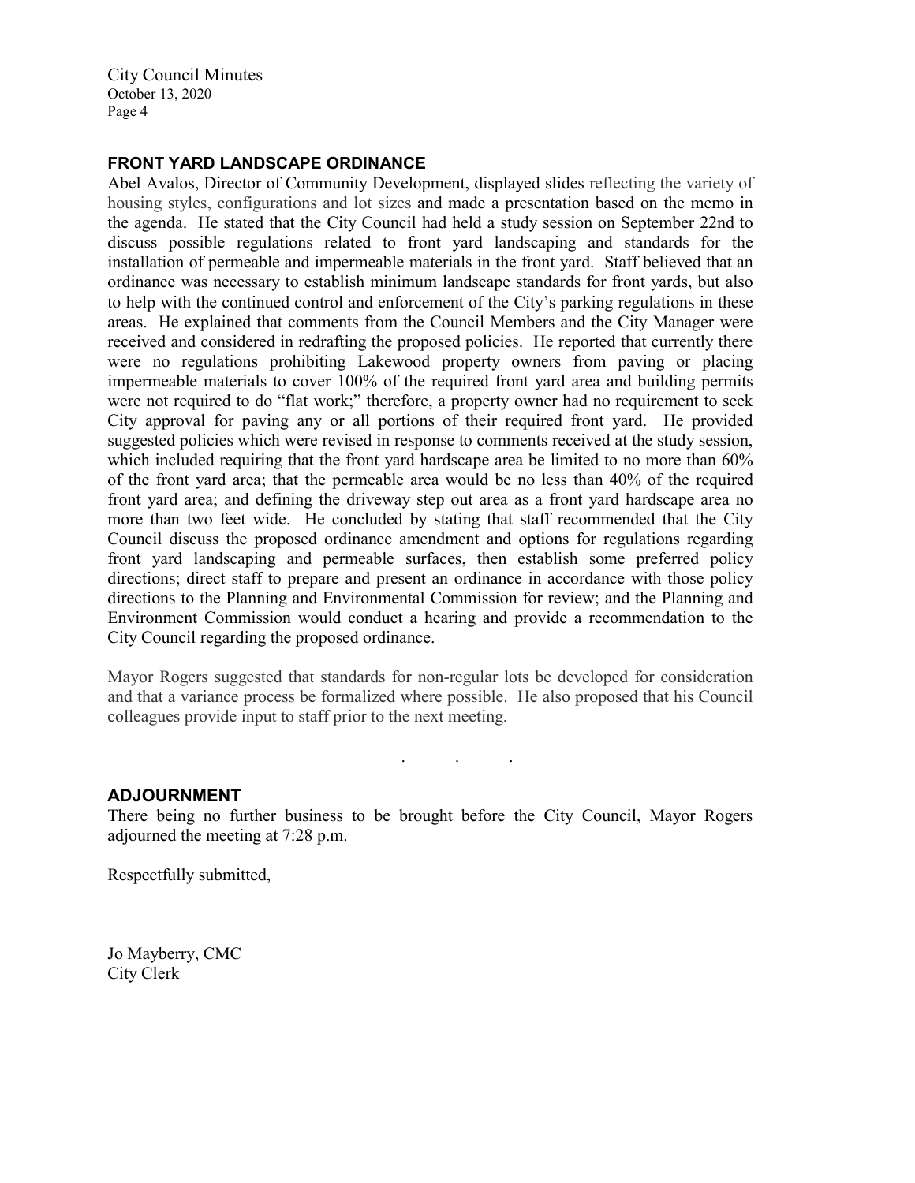## FRONT YARD LANDSCAPE ORDINANCE

Abel Avalos, Director of Community Development, displayed slides reflecting the variety of housing styles, configurations and lot sizes and made a presentation based on the memo in the agenda. He stated that the City Council had held a study session on September 22nd to discuss possible regulations related to front yard landscaping and standards for the installation of permeable and impermeable materials in the front yard. Staff believed that an ordinance was necessary to establish minimum landscape standards for front yards, but also to help with the continued control and enforcement of the City's parking regulations in these areas. He explained that comments from the Council Members and the City Manager were received and considered in redrafting the proposed policies. He reported that currently there were no regulations prohibiting Lakewood property owners from paving or placing impermeable materials to cover 100% of the required front yard area and building permits were not required to do "flat work;" therefore, a property owner had no requirement to seek City approval for paving any or all portions of their required front yard. He provided suggested policies which were revised in response to comments received at the study session, which included requiring that the front yard hardscape area be limited to no more than 60% of the front yard area; that the permeable area would be no less than 40% of the required front yard area; and defining the driveway step out area as a front yard hardscape area no more than two feet wide. He concluded by stating that staff recommended that the City Council discuss the proposed ordinance amendment and options for regulations regarding front yard landscaping and permeable surfaces, then establish some preferred policy directions; direct staff to prepare and present an ordinance in accordance with those policy directions to the Planning and Environmental Commission for review; and the Planning and Environment Commission would conduct a hearing and provide a recommendation to the City Council regarding the proposed ordinance.

Mayor Rogers suggested that standards for non-regular lots be developed for consideration and that a variance process be formalized where possible. He also proposed that his Council colleagues provide input to staff prior to the next meeting.

. . .

## ADJOURNMENT

There being no further business to be brought before the City Council, Mayor Rogers adjourned the meeting at 7:28 p.m.

Respectfully submitted,

Jo Mayberry, CMC
City Clerk